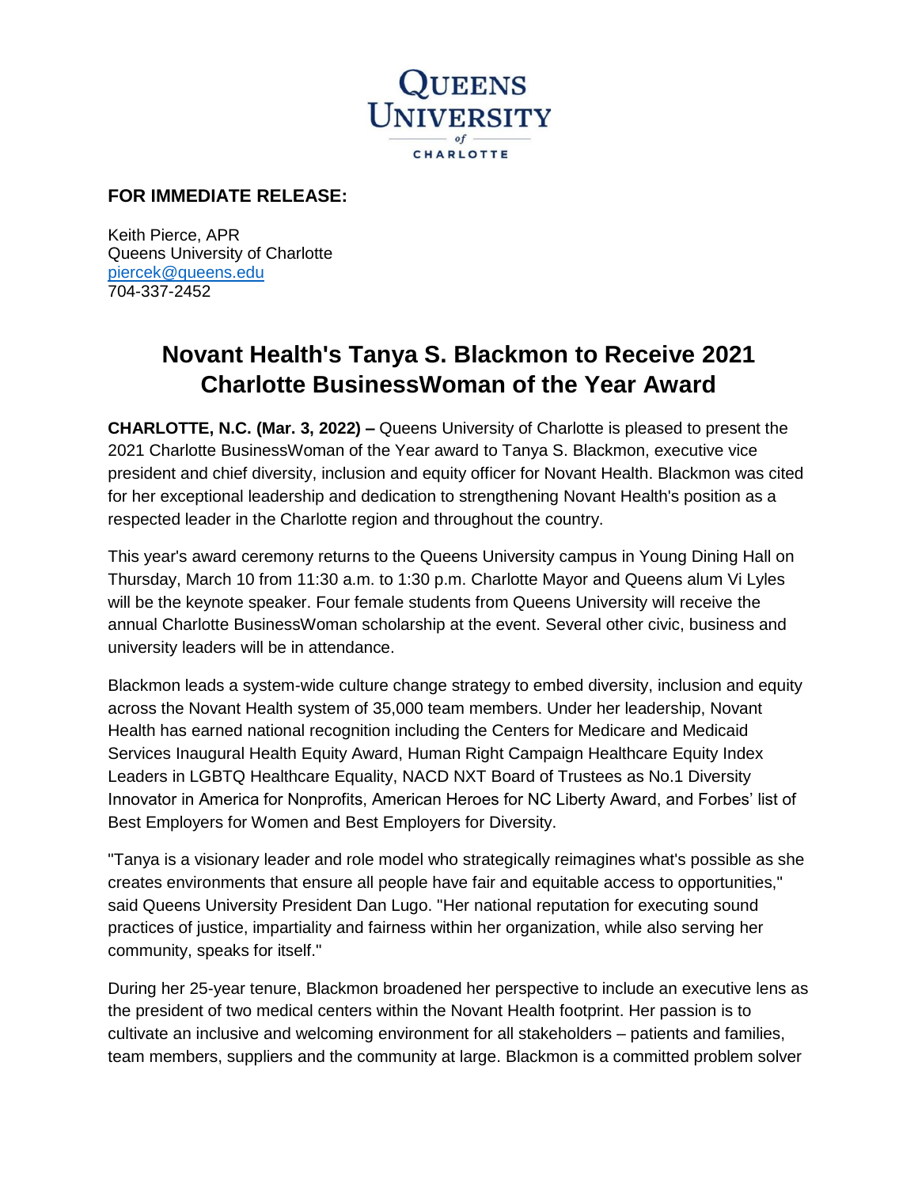**Queens University of Charlotte**

**FOR IMMEDIATE RELEASE:**

Keith Pierce, APR
Queens University of Charlotte
piercek@queens.edu
704-337-2452

# Novant Health's Tanya S. Blackmon to Receive 2021 Charlotte BusinessWoman of the Year Award

**CHARLOTTE, N.C. (Mar. 3, 2022) –** Queens University of Charlotte is pleased to present the 2021 Charlotte BusinessWoman of the Year award to Tanya S. Blackmon, executive vice president and chief diversity, inclusion and equity officer for Novant Health. Blackmon was cited for her exceptional leadership and dedication to strengthening Novant Health's position as a respected leader in the Charlotte region and throughout the country.

This year's award ceremony returns to the Queens University campus in Young Dining Hall on Thursday, March 10 from 11:30 a.m. to 1:30 p.m. Charlotte Mayor and Queens alum Vi Lyles will be the keynote speaker. Four female students from Queens University will receive the annual Charlotte BusinessWoman scholarship at the event. Several other civic, business and university leaders will be in attendance.

Blackmon leads a system-wide culture change strategy to embed diversity, inclusion and equity across the Novant Health system of 35,000 team members. Under her leadership, Novant Health has earned national recognition including the Centers for Medicare and Medicaid Services Inaugural Health Equity Award, Human Right Campaign Healthcare Equity Index Leaders in LGBTQ Healthcare Equality, NACD NXT Board of Trustees as No.1 Diversity Innovator in America for Nonprofits, American Heroes for NC Liberty Award, and Forbes' list of Best Employers for Women and Best Employers for Diversity.

"Tanya is a visionary leader and role model who strategically reimagines what's possible as she creates environments that ensure all people have fair and equitable access to opportunities," said Queens University President Dan Lugo. "Her national reputation for executing sound practices of justice, impartiality and fairness within her organization, while also serving her community, speaks for itself."

During her 25-year tenure, Blackmon broadened her perspective to include an executive lens as the president of two medical centers within the Novant Health footprint. Her passion is to cultivate an inclusive and welcoming environment for all stakeholders – patients and families, team members, suppliers and the community at large. Blackmon is a committed problem solver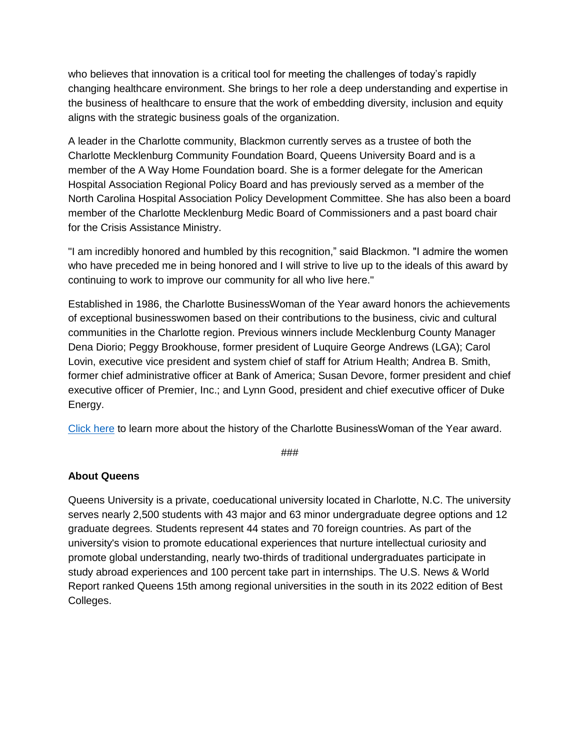who believes that innovation is a critical tool for meeting the challenges of today's rapidly changing healthcare environment. She brings to her role a deep understanding and expertise in the business of healthcare to ensure that the work of embedding diversity, inclusion and equity aligns with the strategic business goals of the organization.

A leader in the Charlotte community, Blackmon currently serves as a trustee of both the Charlotte Mecklenburg Community Foundation Board, Queens University Board and is a member of the A Way Home Foundation board. She is a former delegate for the American Hospital Association Regional Policy Board and has previously served as a member of the North Carolina Hospital Association Policy Development Committee. She has also been a board member of the Charlotte Mecklenburg Medic Board of Commissioners and a past board chair for the Crisis Assistance Ministry.

"I am incredibly honored and humbled by this recognition," said Blackmon. "I admire the women who have preceded me in being honored and I will strive to live up to the ideals of this award by continuing to work to improve our community for all who live here."

Established in 1986, the Charlotte BusinessWoman of the Year award honors the achievements of exceptional businesswomen based on their contributions to the business, civic and cultural communities in the Charlotte region. Previous winners include Mecklenburg County Manager Dena Diorio; Peggy Brookhouse, former president of Luquire George Andrews (LGA); Carol Lovin, executive vice president and system chief of staff for Atrium Health; Andrea B. Smith, former chief administrative officer at Bank of America; Susan Devore, former president and chief executive officer of Premier, Inc.; and Lynn Good, president and chief executive officer of Duke Energy.

Click here to learn more about the history of the Charlotte BusinessWoman of the Year award.

###

**About Queens**

Queens University is a private, coeducational university located in Charlotte, N.C. The university serves nearly 2,500 students with 43 major and 63 minor undergraduate degree options and 12 graduate degrees. Students represent 44 states and 70 foreign countries. As part of the university's vision to promote educational experiences that nurture intellectual curiosity and promote global understanding, nearly two-thirds of traditional undergraduates participate in study abroad experiences and 100 percent take part in internships. The U.S. News & World Report ranked Queens 15th among regional universities in the south in its 2022 edition of Best Colleges.